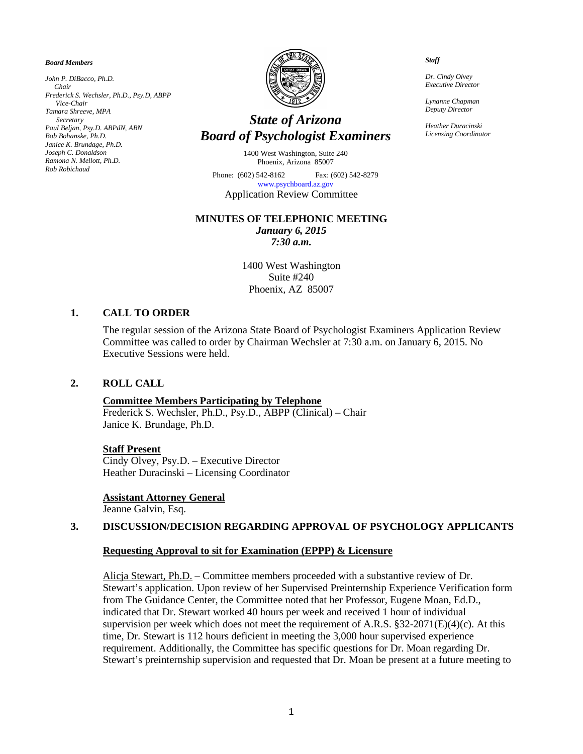***Board Members***

*John P. DiBacco, Ph.D.*
*Chair*
*Frederick S. Wechsler, Ph.D., Psy.D, ABPP*
*Vice-Chair*
*Tamara Shreeve, MPA*
*Secretary*
*Paul Beljan, Psy.D. ABPdN, ABN*
*Bob Bohanske, Ph.D.*
*Janice K. Brundage, Ph.D.*
*Joseph C. Donaldson*
*Ramona N. Mellott, Ph.D.*
*Rob Robichaud*

# *State of Arizona*
# *Board of Psychologist Examiners*

1400 West Washington, Suite 240
Phoenix, Arizona 85007

Phone: (602) 542-8162 Fax: (602) 542-8279
www.psychboard.az.gov

Application Review Committee

***Staff***

*Dr. Cindy Olvey*
*Executive Director*

*Lynanne Chapman*
*Deputy Director*

*Heather Duracinski*
*Licensing Coordinator*

**MINUTES OF TELEPHONIC MEETING**
***January 6, 2015***
***7:30 a.m.***

1400 West Washington
Suite #240
Phoenix, AZ 85007

## 1. CALL TO ORDER

The regular session of the Arizona State Board of Psychologist Examiners Application Review Committee was called to order by Chairman Wechsler at 7:30 a.m. on January 6, 2015. No Executive Sessions were held.

## 2. ROLL CALL

**Committee Members Participating by Telephone**
Frederick S. Wechsler, Ph.D., Psy.D., ABPP (Clinical) – Chair
Janice K. Brundage, Ph.D.

**Staff Present**
Cindy Olvey, Psy.D. – Executive Director
Heather Duracinski – Licensing Coordinator

**Assistant Attorney General**
Jeanne Galvin, Esq.

## 3. DISCUSSION/DECISION REGARDING APPROVAL OF PSYCHOLOGY APPLICANTS

**Requesting Approval to sit for Examination (EPPP) & Licensure**

Alicja Stewart, Ph.D. – Committee members proceeded with a substantive review of Dr. Stewart's application. Upon review of her Supervised Preinternship Experience Verification form from The Guidance Center, the Committee noted that her Professor, Eugene Moan, Ed.D., indicated that Dr. Stewart worked 40 hours per week and received 1 hour of individual supervision per week which does not meet the requirement of A.R.S. §32-2071(E)(4)(c). At this time, Dr. Stewart is 112 hours deficient in meeting the 3,000 hour supervised experience requirement. Additionally, the Committee has specific questions for Dr. Moan regarding Dr. Stewart's preinternship supervision and requested that Dr. Moan be present at a future meeting to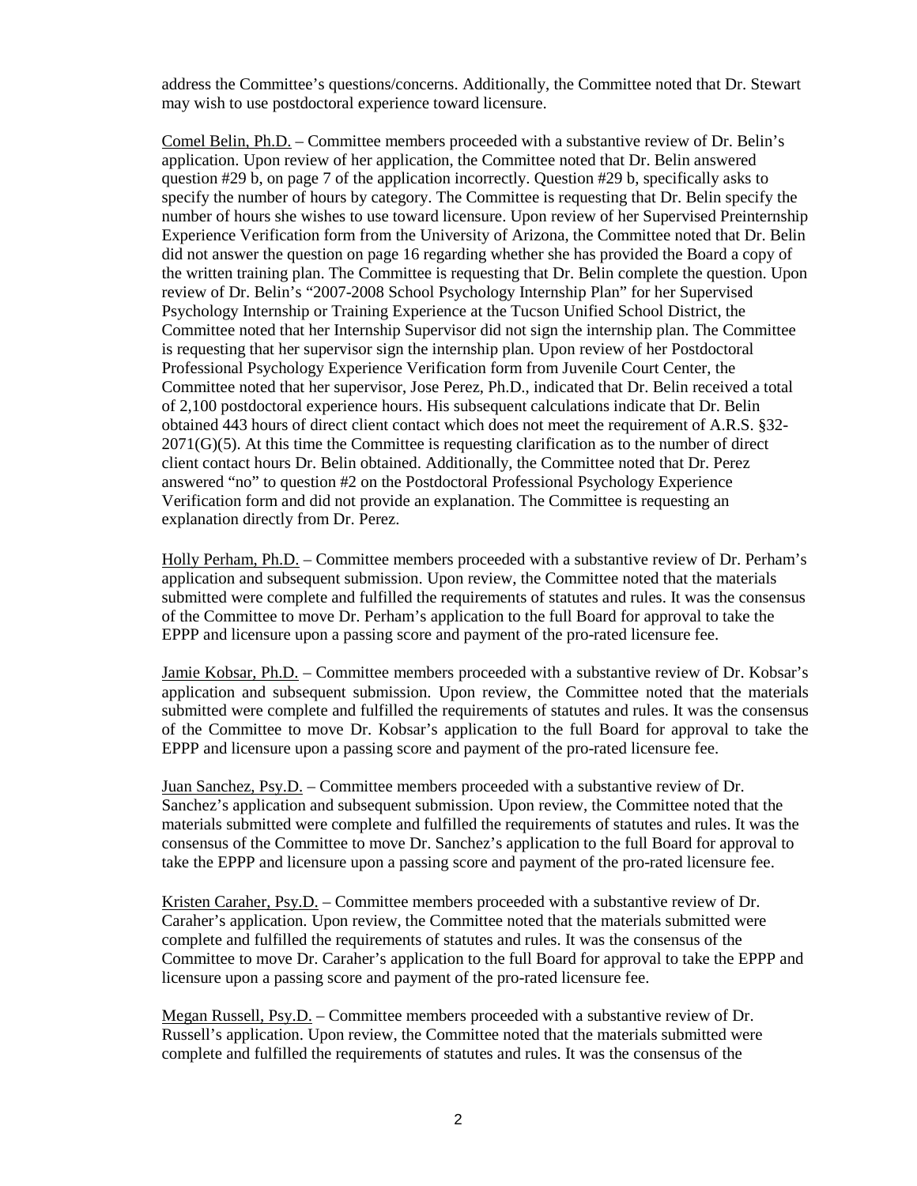address the Committee's questions/concerns. Additionally, the Committee noted that Dr. Stewart may wish to use postdoctoral experience toward licensure.

Comel Belin, Ph.D. – Committee members proceeded with a substantive review of Dr. Belin's application. Upon review of her application, the Committee noted that Dr. Belin answered question #29 b, on page 7 of the application incorrectly. Question #29 b, specifically asks to specify the number of hours by category. The Committee is requesting that Dr. Belin specify the number of hours she wishes to use toward licensure. Upon review of her Supervised Preinternship Experience Verification form from the University of Arizona, the Committee noted that Dr. Belin did not answer the question on page 16 regarding whether she has provided the Board a copy of the written training plan. The Committee is requesting that Dr. Belin complete the question. Upon review of Dr. Belin's "2007-2008 School Psychology Internship Plan" for her Supervised Psychology Internship or Training Experience at the Tucson Unified School District, the Committee noted that her Internship Supervisor did not sign the internship plan. The Committee is requesting that her supervisor sign the internship plan. Upon review of her Postdoctoral Professional Psychology Experience Verification form from Juvenile Court Center, the Committee noted that her supervisor, Jose Perez, Ph.D., indicated that Dr. Belin received a total of 2,100 postdoctoral experience hours. His subsequent calculations indicate that Dr. Belin obtained 443 hours of direct client contact which does not meet the requirement of A.R.S. §32-2071(G)(5). At this time the Committee is requesting clarification as to the number of direct client contact hours Dr. Belin obtained. Additionally, the Committee noted that Dr. Perez answered "no" to question #2 on the Postdoctoral Professional Psychology Experience Verification form and did not provide an explanation. The Committee is requesting an explanation directly from Dr. Perez.

Holly Perham, Ph.D. – Committee members proceeded with a substantive review of Dr. Perham's application and subsequent submission. Upon review, the Committee noted that the materials submitted were complete and fulfilled the requirements of statutes and rules. It was the consensus of the Committee to move Dr. Perham's application to the full Board for approval to take the EPPP and licensure upon a passing score and payment of the pro-rated licensure fee.

Jamie Kobsar, Ph.D. – Committee members proceeded with a substantive review of Dr. Kobsar's application and subsequent submission. Upon review, the Committee noted that the materials submitted were complete and fulfilled the requirements of statutes and rules. It was the consensus of the Committee to move Dr. Kobsar's application to the full Board for approval to take the EPPP and licensure upon a passing score and payment of the pro-rated licensure fee.

Juan Sanchez, Psy.D. – Committee members proceeded with a substantive review of Dr. Sanchez's application and subsequent submission. Upon review, the Committee noted that the materials submitted were complete and fulfilled the requirements of statutes and rules. It was the consensus of the Committee to move Dr. Sanchez's application to the full Board for approval to take the EPPP and licensure upon a passing score and payment of the pro-rated licensure fee.

Kristen Caraher, Psy.D. – Committee members proceeded with a substantive review of Dr. Caraher's application. Upon review, the Committee noted that the materials submitted were complete and fulfilled the requirements of statutes and rules. It was the consensus of the Committee to move Dr. Caraher's application to the full Board for approval to take the EPPP and licensure upon a passing score and payment of the pro-rated licensure fee.

Megan Russell, Psy.D. – Committee members proceeded with a substantive review of Dr. Russell's application. Upon review, the Committee noted that the materials submitted were complete and fulfilled the requirements of statutes and rules. It was the consensus of the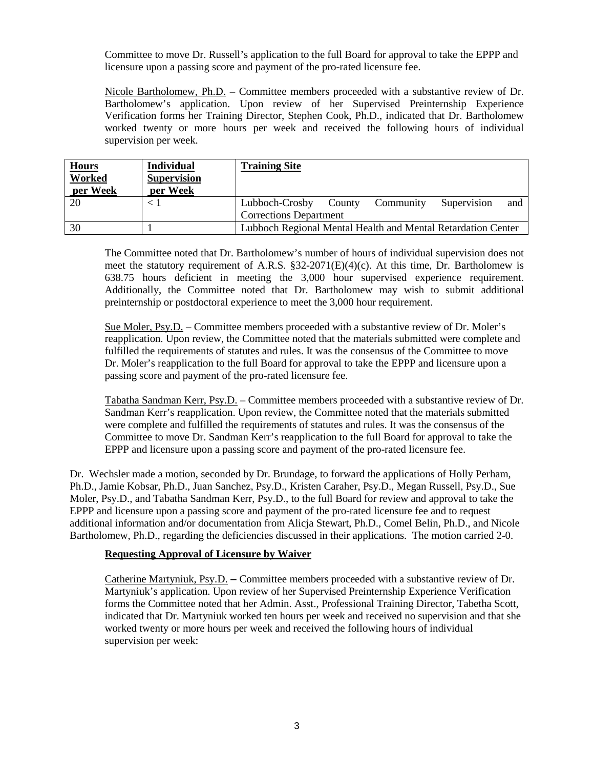Committee to move Dr. Russell's application to the full Board for approval to take the EPPP and licensure upon a passing score and payment of the pro-rated licensure fee.

Nicole Bartholomew, Ph.D. – Committee members proceeded with a substantive review of Dr. Bartholomew's application. Upon review of her Supervised Preinternship Experience Verification forms her Training Director, Stephen Cook, Ph.D., indicated that Dr. Bartholomew worked twenty or more hours per week and received the following hours of individual supervision per week.

| **Hours Worked per Week** | **Individual Supervision per Week** | **Training Site** |
|---|---|---|
| 20 | < 1 | Lubboch-Crosby County Community Supervision and Corrections Department |
| 30 | 1 | Lubboch Regional Mental Health and Mental Retardation Center |

The Committee noted that Dr. Bartholomew's number of hours of individual supervision does not meet the statutory requirement of A.R.S. §32-2071(E)(4)(c). At this time, Dr. Bartholomew is 638.75 hours deficient in meeting the 3,000 hour supervised experience requirement. Additionally, the Committee noted that Dr. Bartholomew may wish to submit additional preinternship or postdoctoral experience to meet the 3,000 hour requirement.

Sue Moler, Psy.D. – Committee members proceeded with a substantive review of Dr. Moler's reapplication. Upon review, the Committee noted that the materials submitted were complete and fulfilled the requirements of statutes and rules. It was the consensus of the Committee to move Dr. Moler's reapplication to the full Board for approval to take the EPPP and licensure upon a passing score and payment of the pro-rated licensure fee.

Tabatha Sandman Kerr, Psy.D. – Committee members proceeded with a substantive review of Dr. Sandman Kerr's reapplication. Upon review, the Committee noted that the materials submitted were complete and fulfilled the requirements of statutes and rules. It was the consensus of the Committee to move Dr. Sandman Kerr's reapplication to the full Board for approval to take the EPPP and licensure upon a passing score and payment of the pro-rated licensure fee.

Dr. Wechsler made a motion, seconded by Dr. Brundage, to forward the applications of Holly Perham, Ph.D., Jamie Kobsar, Ph.D., Juan Sanchez, Psy.D., Kristen Caraher, Psy.D., Megan Russell, Psy.D., Sue Moler, Psy.D., and Tabatha Sandman Kerr, Psy.D., to the full Board for review and approval to take the EPPP and licensure upon a passing score and payment of the pro-rated licensure fee and to request additional information and/or documentation from Alicja Stewart, Ph.D., Comel Belin, Ph.D., and Nicole Bartholomew, Ph.D., regarding the deficiencies discussed in their applications. The motion carried 2-0.

**Requesting Approval of Licensure by Waiver**

Catherine Martyniuk, Psy.D. – Committee members proceeded with a substantive review of Dr. Martyniuk's application. Upon review of her Supervised Preinternship Experience Verification forms the Committee noted that her Admin. Asst., Professional Training Director, Tabetha Scott, indicated that Dr. Martyniuk worked ten hours per week and received no supervision and that she worked twenty or more hours per week and received the following hours of individual supervision per week: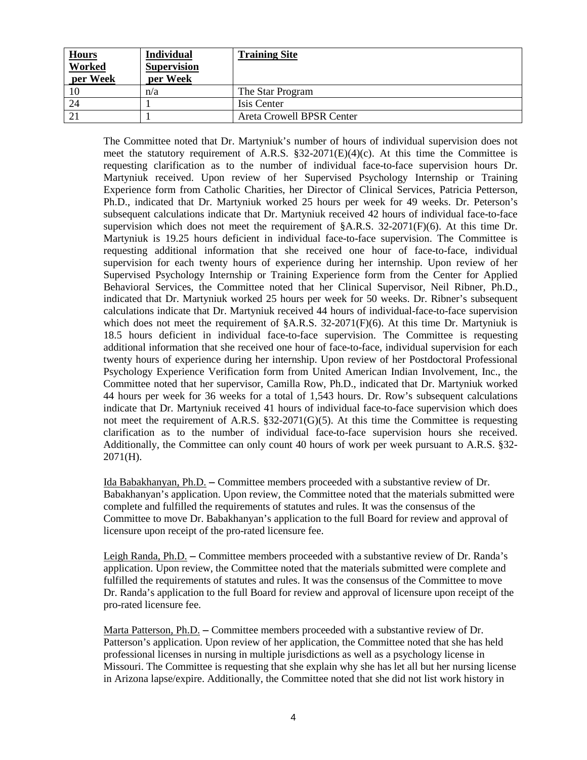| **Hours Worked per Week** | **Individual Supervision per Week** | **Training Site** |
|---|---|---|
| 10 | n/a | The Star Program |
| 24 | 1 | Isis Center |
| 21 | 1 | Areta Crowell BPSR Center |

The Committee noted that Dr. Martyniuk's number of hours of individual supervision does not meet the statutory requirement of A.R.S. §32-2071(E)(4)(c). At this time the Committee is requesting clarification as to the number of individual face-to-face supervision hours Dr. Martyniuk received. Upon review of her Supervised Psychology Internship or Training Experience form from Catholic Charities, her Director of Clinical Services, Patricia Petterson, Ph.D., indicated that Dr. Martyniuk worked 25 hours per week for 49 weeks. Dr. Peterson's subsequent calculations indicate that Dr. Martyniuk received 42 hours of individual face-to-face supervision which does not meet the requirement of §A.R.S. 32-2071(F)(6). At this time Dr. Martyniuk is 19.25 hours deficient in individual face-to-face supervision. The Committee is requesting additional information that she received one hour of face-to-face, individual supervision for each twenty hours of experience during her internship. Upon review of her Supervised Psychology Internship or Training Experience form from the Center for Applied Behavioral Services, the Committee noted that her Clinical Supervisor, Neil Ribner, Ph.D., indicated that Dr. Martyniuk worked 25 hours per week for 50 weeks. Dr. Ribner's subsequent calculations indicate that Dr. Martyniuk received 44 hours of individual-face-to-face supervision which does not meet the requirement of §A.R.S. 32-2071(F)(6). At this time Dr. Martyniuk is 18.5 hours deficient in individual face-to-face supervision. The Committee is requesting additional information that she received one hour of face-to-face, individual supervision for each twenty hours of experience during her internship. Upon review of her Postdoctoral Professional Psychology Experience Verification form from United American Indian Involvement, Inc., the Committee noted that her supervisor, Camilla Row, Ph.D., indicated that Dr. Martyniuk worked 44 hours per week for 36 weeks for a total of 1,543 hours. Dr. Row's subsequent calculations indicate that Dr. Martyniuk received 41 hours of individual face-to-face supervision which does not meet the requirement of A.R.S. §32-2071(G)(5). At this time the Committee is requesting clarification as to the number of individual face-to-face supervision hours she received. Additionally, the Committee can only count 40 hours of work per week pursuant to A.R.S. §32-2071(H).

Ida Babakhanyan, Ph.D. – Committee members proceeded with a substantive review of Dr. Babakhanyan's application. Upon review, the Committee noted that the materials submitted were complete and fulfilled the requirements of statutes and rules. It was the consensus of the Committee to move Dr. Babakhanyan's application to the full Board for review and approval of licensure upon receipt of the pro-rated licensure fee.

Leigh Randa, Ph.D. – Committee members proceeded with a substantive review of Dr. Randa's application. Upon review, the Committee noted that the materials submitted were complete and fulfilled the requirements of statutes and rules. It was the consensus of the Committee to move Dr. Randa's application to the full Board for review and approval of licensure upon receipt of the pro-rated licensure fee.

Marta Patterson, Ph.D. – Committee members proceeded with a substantive review of Dr. Patterson's application. Upon review of her application, the Committee noted that she has held professional licenses in nursing in multiple jurisdictions as well as a psychology license in Missouri. The Committee is requesting that she explain why she has let all but her nursing license in Arizona lapse/expire. Additionally, the Committee noted that she did not list work history in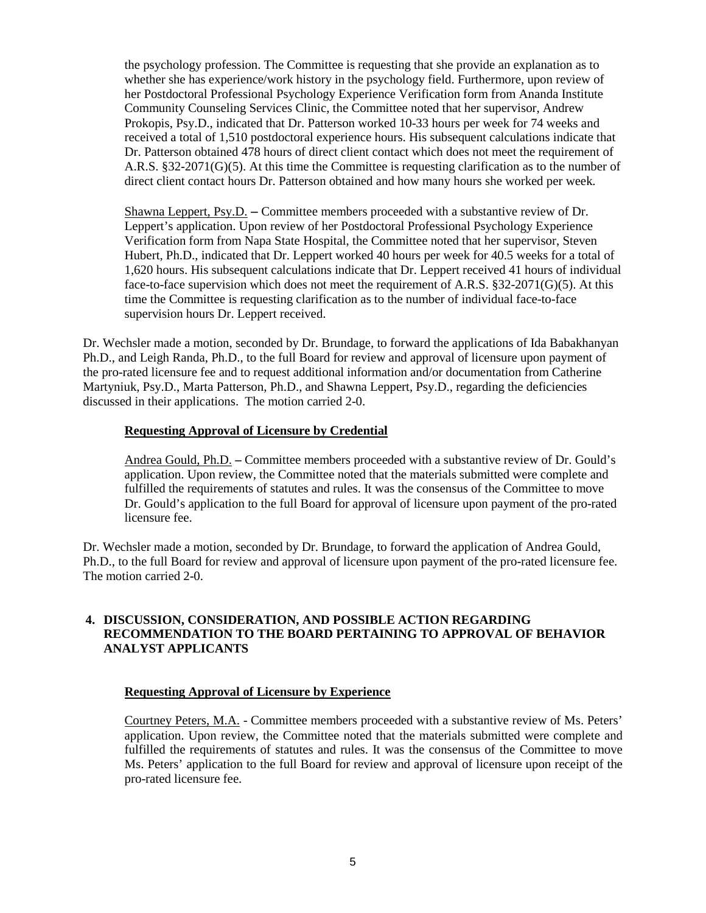the psychology profession. The Committee is requesting that she provide an explanation as to whether she has experience/work history in the psychology field. Furthermore, upon review of her Postdoctoral Professional Psychology Experience Verification form from Ananda Institute Community Counseling Services Clinic, the Committee noted that her supervisor, Andrew Prokopis, Psy.D., indicated that Dr. Patterson worked 10-33 hours per week for 74 weeks and received a total of 1,510 postdoctoral experience hours. His subsequent calculations indicate that Dr. Patterson obtained 478 hours of direct client contact which does not meet the requirement of A.R.S. §32-2071(G)(5). At this time the Committee is requesting clarification as to the number of direct client contact hours Dr. Patterson obtained and how many hours she worked per week.

Shawna Leppert, Psy.D. – Committee members proceeded with a substantive review of Dr. Leppert's application. Upon review of her Postdoctoral Professional Psychology Experience Verification form from Napa State Hospital, the Committee noted that her supervisor, Steven Hubert, Ph.D., indicated that Dr. Leppert worked 40 hours per week for 40.5 weeks for a total of 1,620 hours. His subsequent calculations indicate that Dr. Leppert received 41 hours of individual face-to-face supervision which does not meet the requirement of A.R.S. §32-2071(G)(5). At this time the Committee is requesting clarification as to the number of individual face-to-face supervision hours Dr. Leppert received.

Dr. Wechsler made a motion, seconded by Dr. Brundage, to forward the applications of Ida Babakhanyan Ph.D., and Leigh Randa, Ph.D., to the full Board for review and approval of licensure upon payment of the pro-rated licensure fee and to request additional information and/or documentation from Catherine Martyniuk, Psy.D., Marta Patterson, Ph.D., and Shawna Leppert, Psy.D., regarding the deficiencies discussed in their applications. The motion carried 2-0.

**Requesting Approval of Licensure by Credential**

Andrea Gould, Ph.D. – Committee members proceeded with a substantive review of Dr. Gould's application. Upon review, the Committee noted that the materials submitted were complete and fulfilled the requirements of statutes and rules. It was the consensus of the Committee to move Dr. Gould's application to the full Board for approval of licensure upon payment of the pro-rated licensure fee.

Dr. Wechsler made a motion, seconded by Dr. Brundage, to forward the application of Andrea Gould, Ph.D., to the full Board for review and approval of licensure upon payment of the pro-rated licensure fee. The motion carried 2-0.

## 4. DISCUSSION, CONSIDERATION, AND POSSIBLE ACTION REGARDING RECOMMENDATION TO THE BOARD PERTAINING TO APPROVAL OF BEHAVIOR ANALYST APPLICANTS

**Requesting Approval of Licensure by Experience**

Courtney Peters, M.A. - Committee members proceeded with a substantive review of Ms. Peters' application. Upon review, the Committee noted that the materials submitted were complete and fulfilled the requirements of statutes and rules. It was the consensus of the Committee to move Ms. Peters' application to the full Board for review and approval of licensure upon receipt of the pro-rated licensure fee.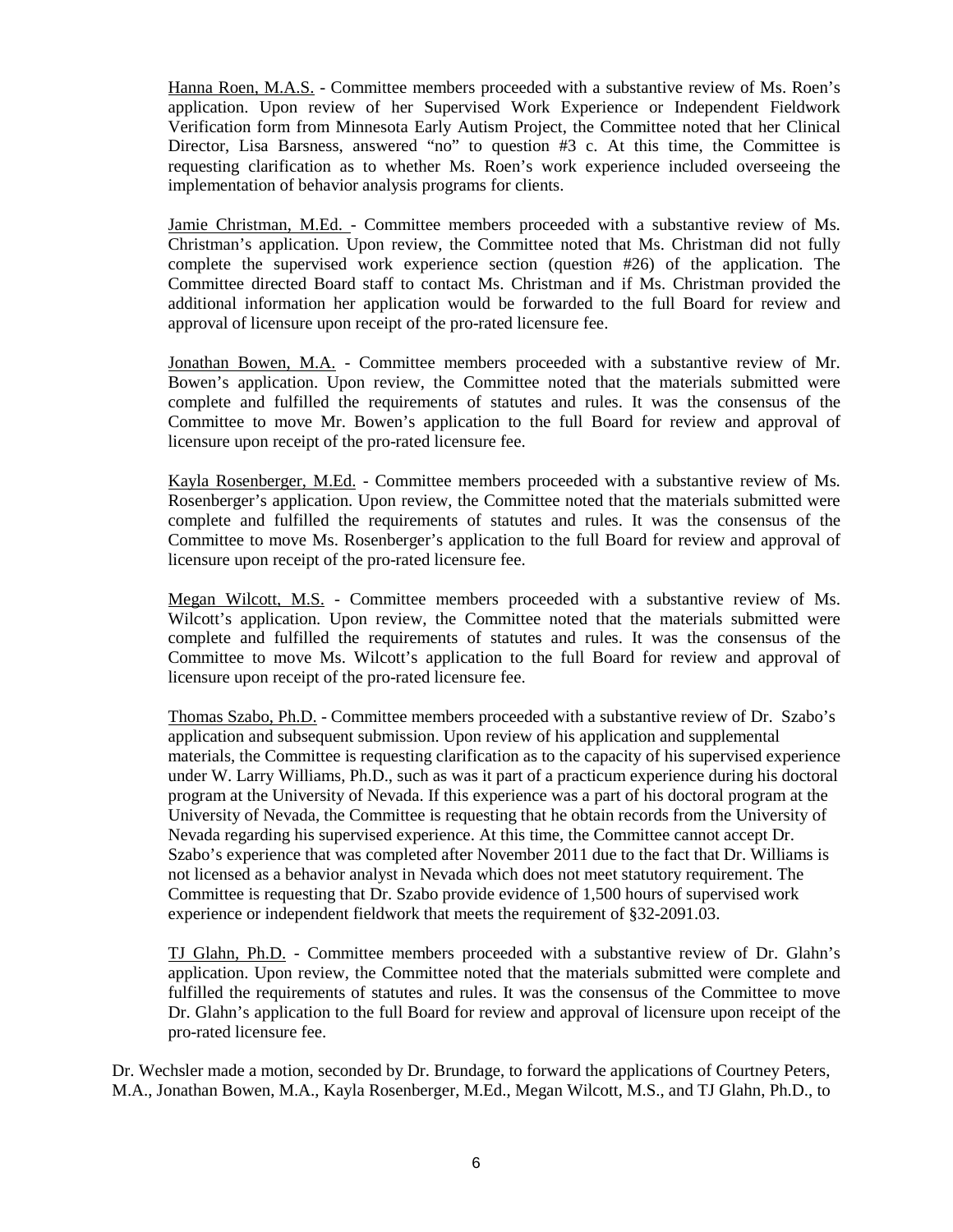Hanna Roen, M.A.S. - Committee members proceeded with a substantive review of Ms. Roen's application. Upon review of her Supervised Work Experience or Independent Fieldwork Verification form from Minnesota Early Autism Project, the Committee noted that her Clinical Director, Lisa Barsness, answered "no" to question #3 c. At this time, the Committee is requesting clarification as to whether Ms. Roen's work experience included overseeing the implementation of behavior analysis programs for clients.

Jamie Christman, M.Ed. - Committee members proceeded with a substantive review of Ms. Christman's application. Upon review, the Committee noted that Ms. Christman did not fully complete the supervised work experience section (question #26) of the application. The Committee directed Board staff to contact Ms. Christman and if Ms. Christman provided the additional information her application would be forwarded to the full Board for review and approval of licensure upon receipt of the pro-rated licensure fee.

Jonathan Bowen, M.A. - Committee members proceeded with a substantive review of Mr. Bowen's application. Upon review, the Committee noted that the materials submitted were complete and fulfilled the requirements of statutes and rules. It was the consensus of the Committee to move Mr. Bowen's application to the full Board for review and approval of licensure upon receipt of the pro-rated licensure fee.

Kayla Rosenberger, M.Ed. - Committee members proceeded with a substantive review of Ms. Rosenberger's application. Upon review, the Committee noted that the materials submitted were complete and fulfilled the requirements of statutes and rules. It was the consensus of the Committee to move Ms. Rosenberger's application to the full Board for review and approval of licensure upon receipt of the pro-rated licensure fee.

Megan Wilcott, M.S. - Committee members proceeded with a substantive review of Ms. Wilcott's application. Upon review, the Committee noted that the materials submitted were complete and fulfilled the requirements of statutes and rules. It was the consensus of the Committee to move Ms. Wilcott's application to the full Board for review and approval of licensure upon receipt of the pro-rated licensure fee.

Thomas Szabo, Ph.D. - Committee members proceeded with a substantive review of Dr. Szabo's application and subsequent submission. Upon review of his application and supplemental materials, the Committee is requesting clarification as to the capacity of his supervised experience under W. Larry Williams, Ph.D., such as was it part of a practicum experience during his doctoral program at the University of Nevada. If this experience was a part of his doctoral program at the University of Nevada, the Committee is requesting that he obtain records from the University of Nevada regarding his supervised experience. At this time, the Committee cannot accept Dr. Szabo's experience that was completed after November 2011 due to the fact that Dr. Williams is not licensed as a behavior analyst in Nevada which does not meet statutory requirement. The Committee is requesting that Dr. Szabo provide evidence of 1,500 hours of supervised work experience or independent fieldwork that meets the requirement of §32-2091.03.

TJ Glahn, Ph.D. - Committee members proceeded with a substantive review of Dr. Glahn's application. Upon review, the Committee noted that the materials submitted were complete and fulfilled the requirements of statutes and rules. It was the consensus of the Committee to move Dr. Glahn's application to the full Board for review and approval of licensure upon receipt of the pro-rated licensure fee.

Dr. Wechsler made a motion, seconded by Dr. Brundage, to forward the applications of Courtney Peters, M.A., Jonathan Bowen, M.A., Kayla Rosenberger, M.Ed., Megan Wilcott, M.S., and TJ Glahn, Ph.D., to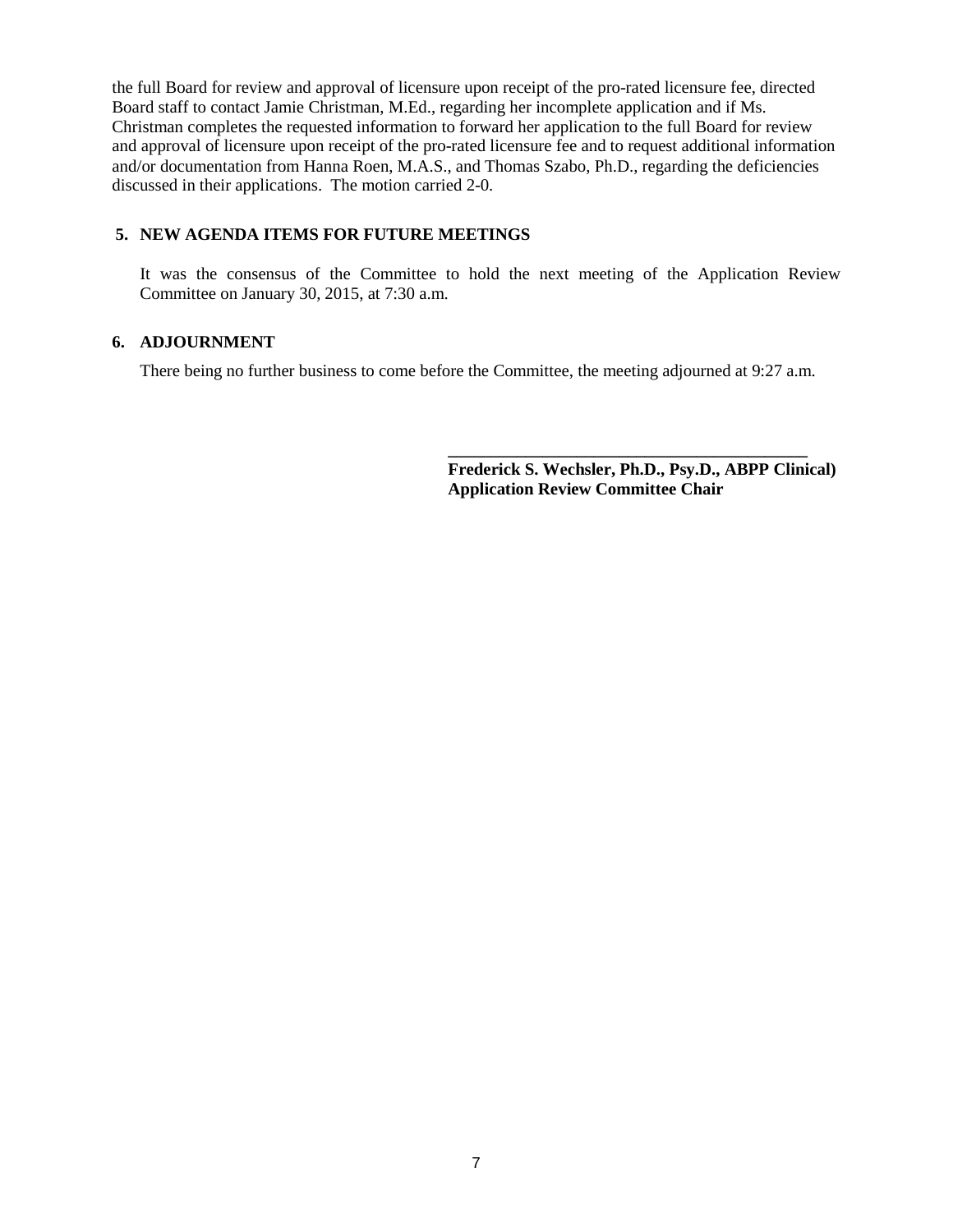the full Board for review and approval of licensure upon receipt of the pro-rated licensure fee, directed Board staff to contact Jamie Christman, M.Ed., regarding her incomplete application and if Ms. Christman completes the requested information to forward her application to the full Board for review and approval of licensure upon receipt of the pro-rated licensure fee and to request additional information and/or documentation from Hanna Roen, M.A.S., and Thomas Szabo, Ph.D., regarding the deficiencies discussed in their applications. The motion carried 2-0.

## 5. NEW AGENDA ITEMS FOR FUTURE MEETINGS

It was the consensus of the Committee to hold the next meeting of the Application Review Committee on January 30, 2015, at 7:30 a.m.

## 6. ADJOURNMENT

There being no further business to come before the Committee, the meeting adjourned at 9:27 a.m.

\_\_\_\_\_\_\_\_\_\_\_\_\_\_\_\_\_\_\_\_\_\_\_\_\_\_\_\_\_\_\_\_\_\_\_\_\_\_\_\_\_\_\_\_

**Frederick S. Wechsler, Ph.D., Psy.D., ABPP Clinical)**
**Application Review Committee Chair**